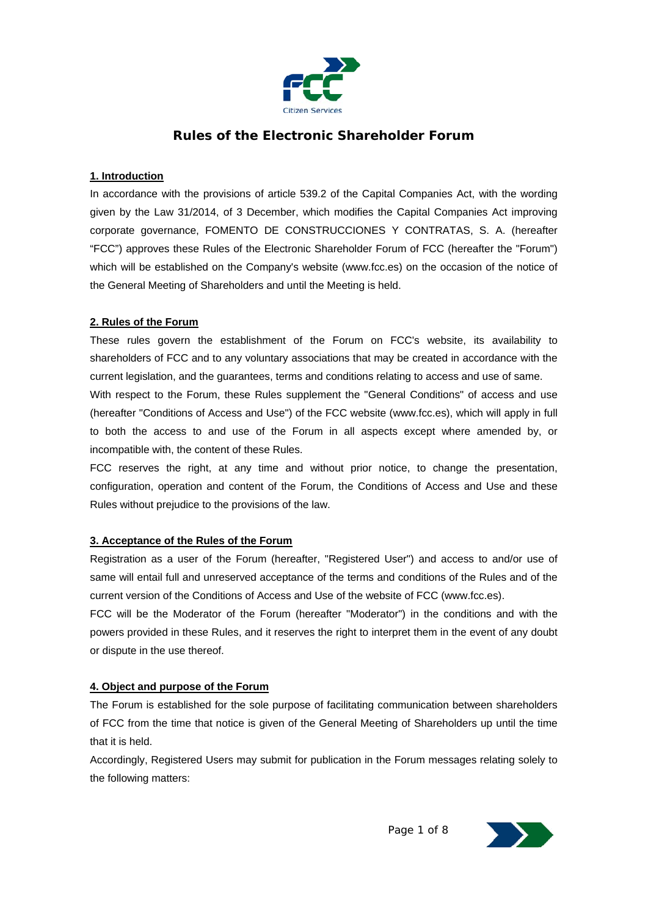# Rules of the Electronic Shareholder Forum

## 1. Introduction

In accordance with the provisions of article 539.2 of the Capital Companies Act, with the wording given by the Law 31/2014, of 3 December, which modifies the Capital Companies Act improving corporate governance, FOMENTO DE CONSTRUCCIONES Y CONTRATAS, S. A. (hereafter "FCC") approves these Rules of the Electronic Shareholder Forum of FCC (hereafter the "Forum") which will be established on the Company's website (www.fcc.es) on the occasion of the notice of the General Meeting of Shareholders and until the Meeting is held.

## 2. Rules of the Forum

These rules govern the establishment of the Forum on FCC's website, its availability to shareholders of FCC and to any voluntary associations that may be created in accordance with the current legislation, and the guarantees, terms and conditions relating to access and use of same.

With respect to the Forum, these Rules supplement the "General Conditions" of access and use (hereafter "Conditions of Access and Use") of the FCC website (www.fcc.es), which will apply in full to both the access to and use of the Forum in all aspects except where amended by, or incompatible with, the content of these Rules.

FCC reserves the right, at any time and without prior notice, to change the presentation, configuration, operation and content of the Forum, the Conditions of Access and Use and these Rules without prejudice to the provisions of the law.

## 3. Acceptance of the Rules of the Forum

Registration as a user of the Forum (hereafter, "Registered User") and access to and/or use of same will entail full and unreserved acceptance of the terms and conditions of the Rules and of the current version of the Conditions of Access and Use of the website of FCC (www.fcc.es).

FCC will be the Moderator of the Forum (hereafter "Moderator") in the conditions and with the powers provided in these Rules, and it reserves the right to interpret them in the event of any doubt or dispute in the use thereof.

## 4. Object and purpose of the Forum

The Forum is established for the sole purpose of facilitating communication between shareholders of FCC from the time that notice is given of the General Meeting of Shareholders up until the time that it is held.

Accordingly, Registered Users may submit for publication in the Forum messages relating solely to the following matters: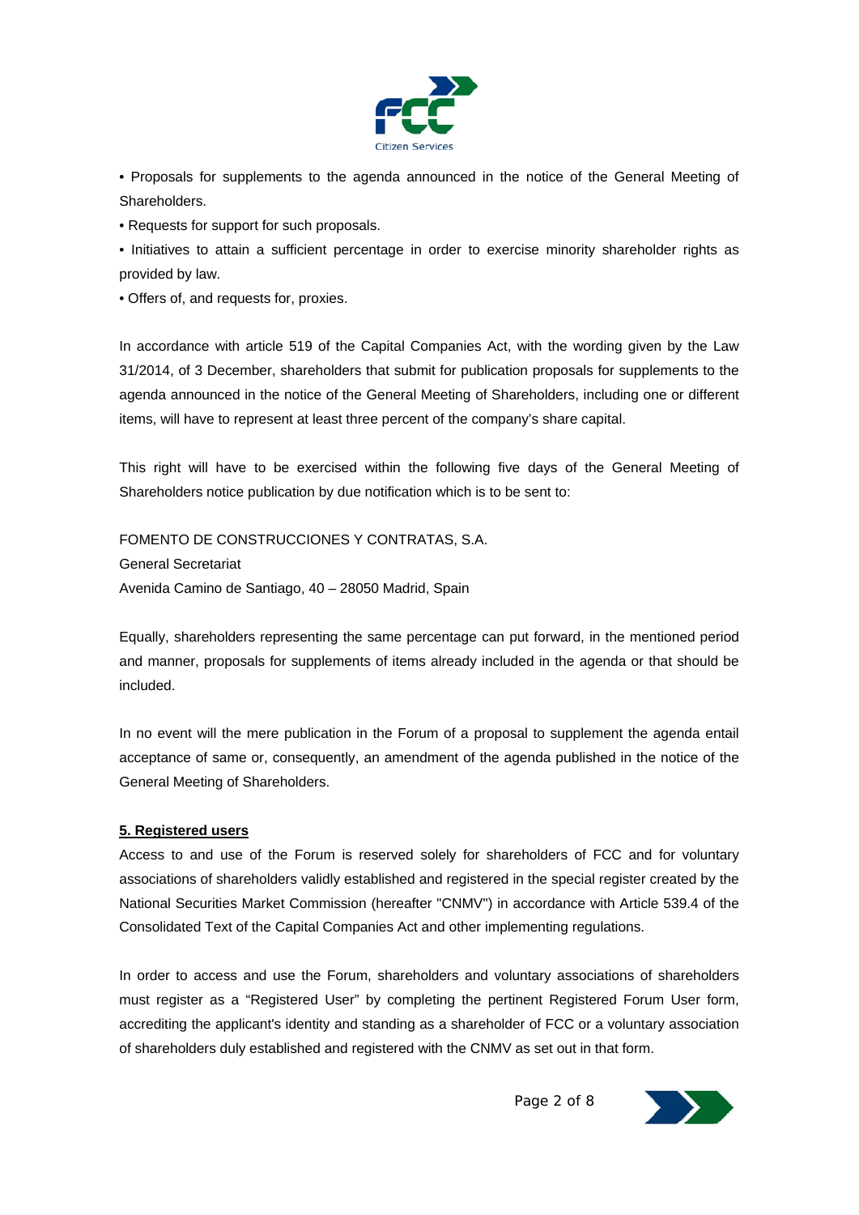- Proposals for supplements to the agenda announced in the notice of the General Meeting of Shareholders.
- Requests for support for such proposals.
- Initiatives to attain a sufficient percentage in order to exercise minority shareholder rights as provided by law.
- Offers of, and requests for, proxies.

In accordance with article 519 of the Capital Companies Act, with the wording given by the Law 31/2014, of 3 December, shareholders that submit for publication proposals for supplements to the agenda announced in the notice of the General Meeting of Shareholders, including one or different items, will have to represent at least three percent of the company's share capital.

This right will have to be exercised within the following five days of the General Meeting of Shareholders notice publication by due notification which is to be sent to:

FOMENTO DE CONSTRUCCIONES Y CONTRATAS, S.A.
General Secretariat
Avenida Camino de Santiago, 40 – 28050 Madrid, Spain

Equally, shareholders representing the same percentage can put forward, in the mentioned period and manner, proposals for supplements of items already included in the agenda or that should be included.

In no event will the mere publication in the Forum of a proposal to supplement the agenda entail acceptance of same or, consequently, an amendment of the agenda published in the notice of the General Meeting of Shareholders.

**5. Registered users**

Access to and use of the Forum is reserved solely for shareholders of FCC and for voluntary associations of shareholders validly established and registered in the special register created by the National Securities Market Commission (hereafter "CNMV") in accordance with Article 539.4 of the Consolidated Text of the Capital Companies Act and other implementing regulations.

In order to access and use the Forum, shareholders and voluntary associations of shareholders must register as a "Registered User" by completing the pertinent Registered Forum User form, accrediting the applicant's identity and standing as a shareholder of FCC or a voluntary association of shareholders duly established and registered with the CNMV as set out in that form.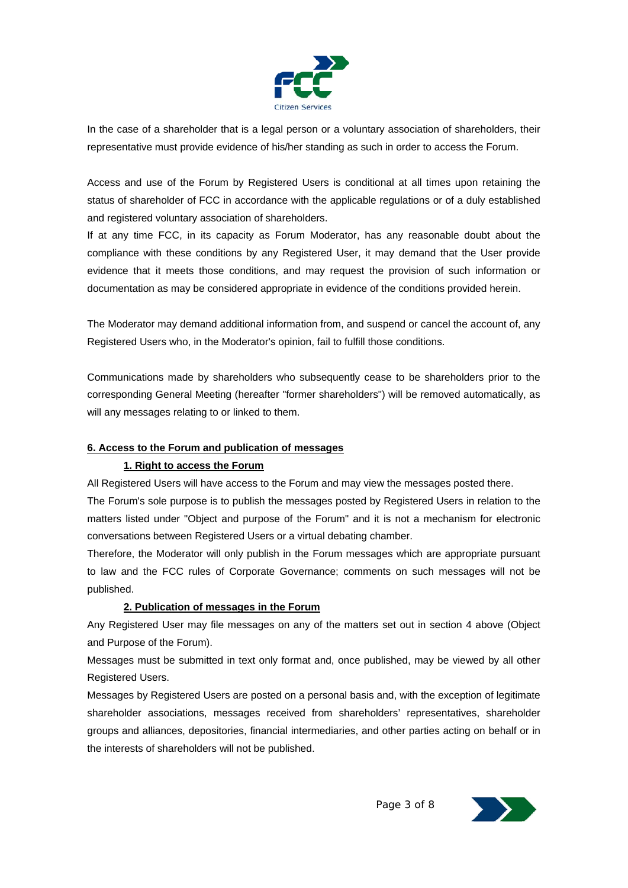In the case of a shareholder that is a legal person or a voluntary association of shareholders, their representative must provide evidence of his/her standing as such in order to access the Forum.

Access and use of the Forum by Registered Users is conditional at all times upon retaining the status of shareholder of FCC in accordance with the applicable regulations or of a duly established and registered voluntary association of shareholders.

If at any time FCC, in its capacity as Forum Moderator, has any reasonable doubt about the compliance with these conditions by any Registered User, it may demand that the User provide evidence that it meets those conditions, and may request the provision of such information or documentation as may be considered appropriate in evidence of the conditions provided herein.

The Moderator may demand additional information from, and suspend or cancel the account of, any Registered Users who, in the Moderator's opinion, fail to fulfill those conditions.

Communications made by shareholders who subsequently cease to be shareholders prior to the corresponding General Meeting (hereafter "former shareholders") will be removed automatically, as will any messages relating to or linked to them.

## 6. Access to the Forum and publication of messages

### 1. Right to access the Forum

All Registered Users will have access to the Forum and may view the messages posted there.

The Forum's sole purpose is to publish the messages posted by Registered Users in relation to the matters listed under "Object and purpose of the Forum" and it is not a mechanism for electronic conversations between Registered Users or a virtual debating chamber.

Therefore, the Moderator will only publish in the Forum messages which are appropriate pursuant to law and the FCC rules of Corporate Governance; comments on such messages will not be published.

### 2. Publication of messages in the Forum

Any Registered User may file messages on any of the matters set out in section 4 above (Object and Purpose of the Forum).

Messages must be submitted in text only format and, once published, may be viewed by all other Registered Users.

Messages by Registered Users are posted on a personal basis and, with the exception of legitimate shareholder associations, messages received from shareholders' representatives, shareholder groups and alliances, depositories, financial intermediaries, and other parties acting on behalf or in the interests of shareholders will not be published.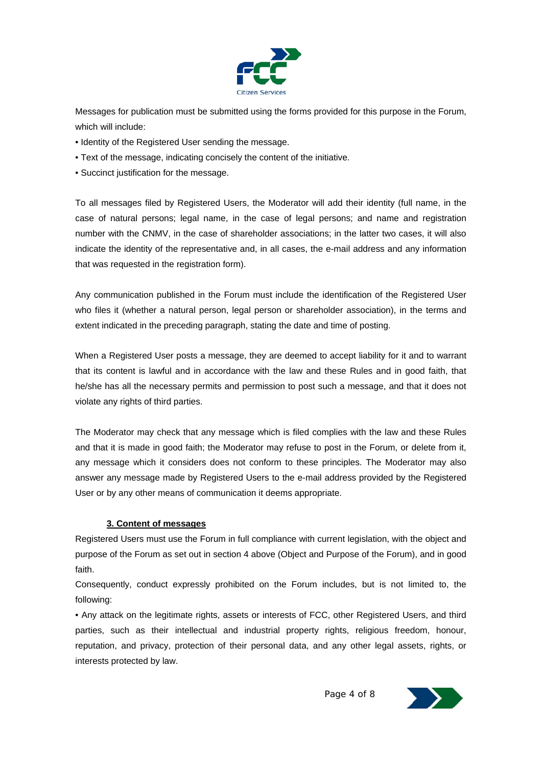Messages for publication must be submitted using the forms provided for this purpose in the Forum, which will include:

- Identity of the Registered User sending the message.
- Text of the message, indicating concisely the content of the initiative.
- Succinct justification for the message.

To all messages filed by Registered Users, the Moderator will add their identity (full name, in the case of natural persons; legal name, in the case of legal persons; and name and registration number with the CNMV, in the case of shareholder associations; in the latter two cases, it will also indicate the identity of the representative and, in all cases, the e-mail address and any information that was requested in the registration form).

Any communication published in the Forum must include the identification of the Registered User who files it (whether a natural person, legal person or shareholder association), in the terms and extent indicated in the preceding paragraph, stating the date and time of posting.

When a Registered User posts a message, they are deemed to accept liability for it and to warrant that its content is lawful and in accordance with the law and these Rules and in good faith, that he/she has all the necessary permits and permission to post such a message, and that it does not violate any rights of third parties.

The Moderator may check that any message which is filed complies with the law and these Rules and that it is made in good faith; the Moderator may refuse to post in the Forum, or delete from it, any message which it considers does not conform to these principles. The Moderator may also answer any message made by Registered Users to the e-mail address provided by the Registered User or by any other means of communication it deems appropriate.

## 3. Content of messages

Registered Users must use the Forum in full compliance with current legislation, with the object and purpose of the Forum as set out in section 4 above (Object and Purpose of the Forum), and in good faith.

Consequently, conduct expressly prohibited on the Forum includes, but is not limited to, the following:

- Any attack on the legitimate rights, assets or interests of FCC, other Registered Users, and third parties, such as their intellectual and industrial property rights, religious freedom, honour, reputation, and privacy, protection of their personal data, and any other legal assets, rights, or interests protected by law.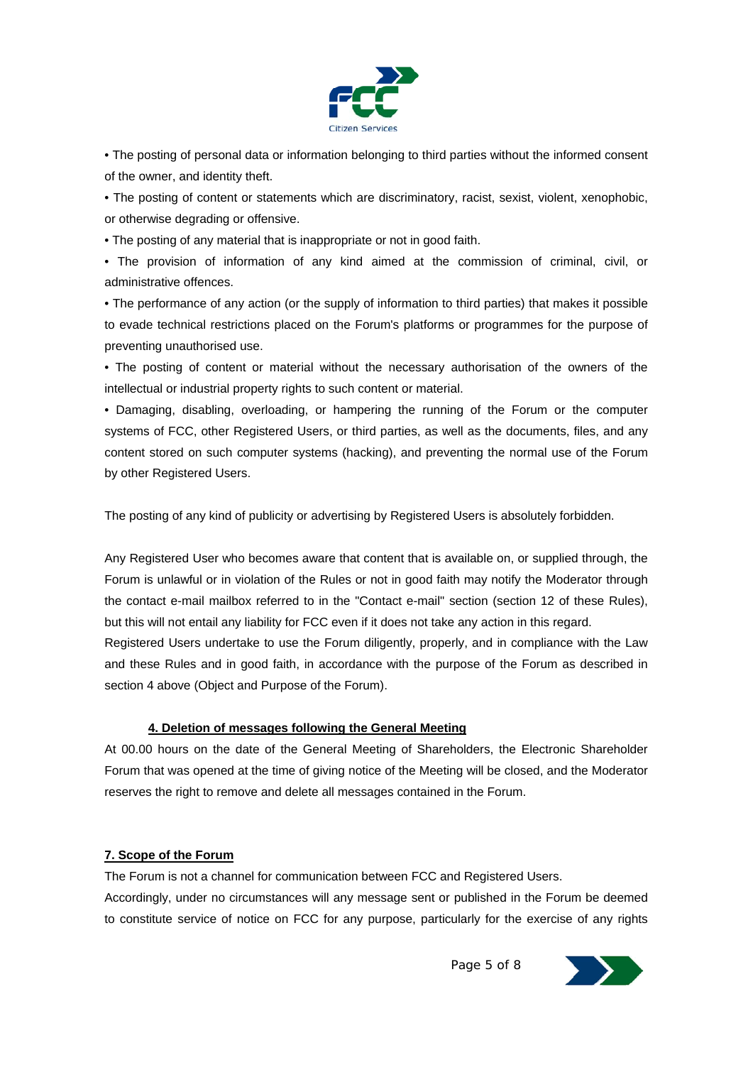- The posting of personal data or information belonging to third parties without the informed consent of the owner, and identity theft.
- The posting of content or statements which are discriminatory, racist, sexist, violent, xenophobic, or otherwise degrading or offensive.
- The posting of any material that is inappropriate or not in good faith.
- The provision of information of any kind aimed at the commission of criminal, civil, or administrative offences.
- The performance of any action (or the supply of information to third parties) that makes it possible to evade technical restrictions placed on the Forum's platforms or programmes for the purpose of preventing unauthorised use.
- The posting of content or material without the necessary authorisation of the owners of the intellectual or industrial property rights to such content or material.
- Damaging, disabling, overloading, or hampering the running of the Forum or the computer systems of FCC, other Registered Users, or third parties, as well as the documents, files, and any content stored on such computer systems (hacking), and preventing the normal use of the Forum by other Registered Users.

The posting of any kind of publicity or advertising by Registered Users is absolutely forbidden.

Any Registered User who becomes aware that content that is available on, or supplied through, the Forum is unlawful or in violation of the Rules or not in good faith may notify the Moderator through the contact e-mail mailbox referred to in the "Contact e-mail" section (section 12 of these Rules), but this will not entail any liability for FCC even if it does not take any action in this regard.

Registered Users undertake to use the Forum diligently, properly, and in compliance with the Law and these Rules and in good faith, in accordance with the purpose of the Forum as described in section 4 above (Object and Purpose of the Forum).

## 4. Deletion of messages following the General Meeting

At 00.00 hours on the date of the General Meeting of Shareholders, the Electronic Shareholder Forum that was opened at the time of giving notice of the Meeting will be closed, and the Moderator reserves the right to remove and delete all messages contained in the Forum.

## 7. Scope of the Forum

The Forum is not a channel for communication between FCC and Registered Users.

Accordingly, under no circumstances will any message sent or published in the Forum be deemed to constitute service of notice on FCC for any purpose, particularly for the exercise of any rights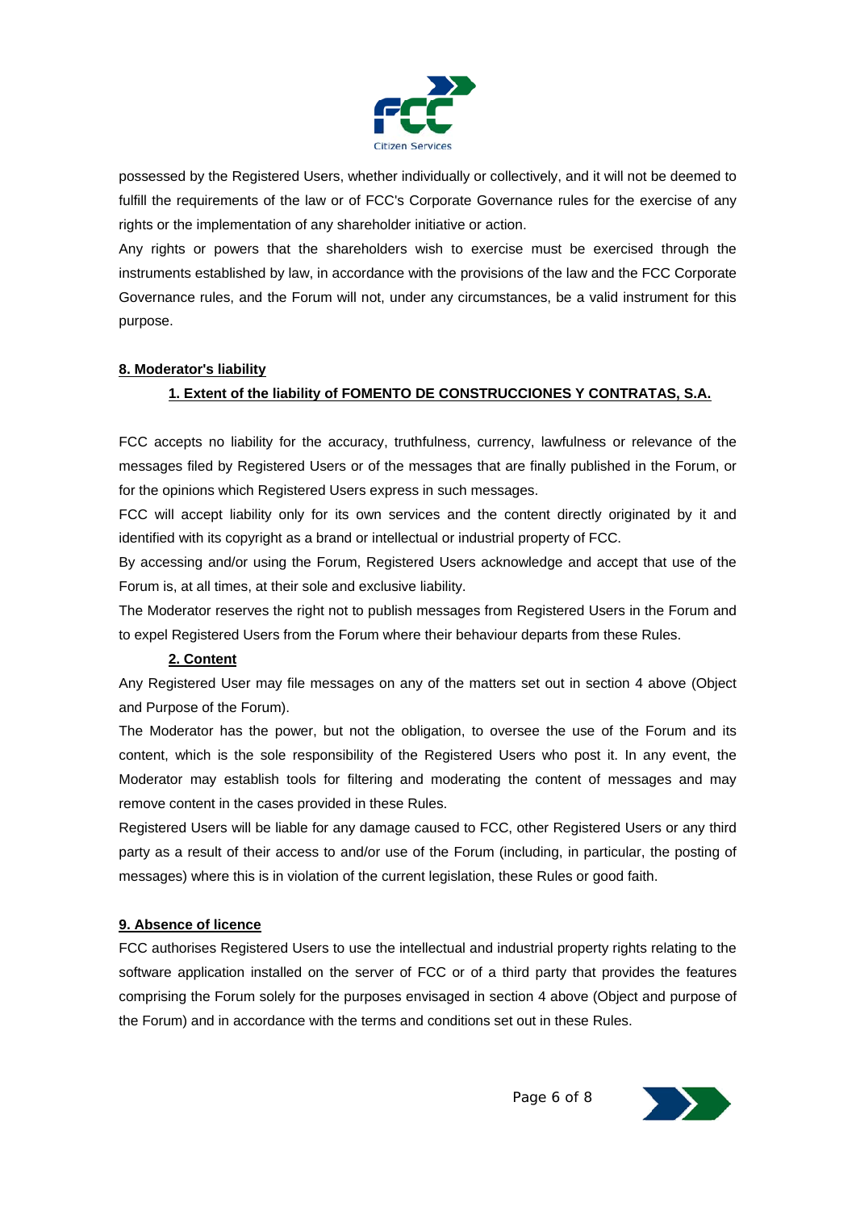possessed by the Registered Users, whether individually or collectively, and it will not be deemed to fulfill the requirements of the law or of FCC's Corporate Governance rules for the exercise of any rights or the implementation of any shareholder initiative or action.

Any rights or powers that the shareholders wish to exercise must be exercised through the instruments established by law, in accordance with the provisions of the law and the FCC Corporate Governance rules, and the Forum will not, under any circumstances, be a valid instrument for this purpose.

## 8. Moderator's liability

### 1. Extent of the liability of FOMENTO DE CONSTRUCCIONES Y CONTRATAS, S.A.

FCC accepts no liability for the accuracy, truthfulness, currency, lawfulness or relevance of the messages filed by Registered Users or of the messages that are finally published in the Forum, or for the opinions which Registered Users express in such messages.

FCC will accept liability only for its own services and the content directly originated by it and identified with its copyright as a brand or intellectual or industrial property of FCC.

By accessing and/or using the Forum, Registered Users acknowledge and accept that use of the Forum is, at all times, at their sole and exclusive liability.

The Moderator reserves the right not to publish messages from Registered Users in the Forum and to expel Registered Users from the Forum where their behaviour departs from these Rules.

### 2. Content

Any Registered User may file messages on any of the matters set out in section 4 above (Object and Purpose of the Forum).

The Moderator has the power, but not the obligation, to oversee the use of the Forum and its content, which is the sole responsibility of the Registered Users who post it. In any event, the Moderator may establish tools for filtering and moderating the content of messages and may remove content in the cases provided in these Rules.

Registered Users will be liable for any damage caused to FCC, other Registered Users or any third party as a result of their access to and/or use of the Forum (including, in particular, the posting of messages) where this is in violation of the current legislation, these Rules or good faith.

## 9. Absence of licence

FCC authorises Registered Users to use the intellectual and industrial property rights relating to the software application installed on the server of FCC or of a third party that provides the features comprising the Forum solely for the purposes envisaged in section 4 above (Object and purpose of the Forum) and in accordance with the terms and conditions set out in these Rules.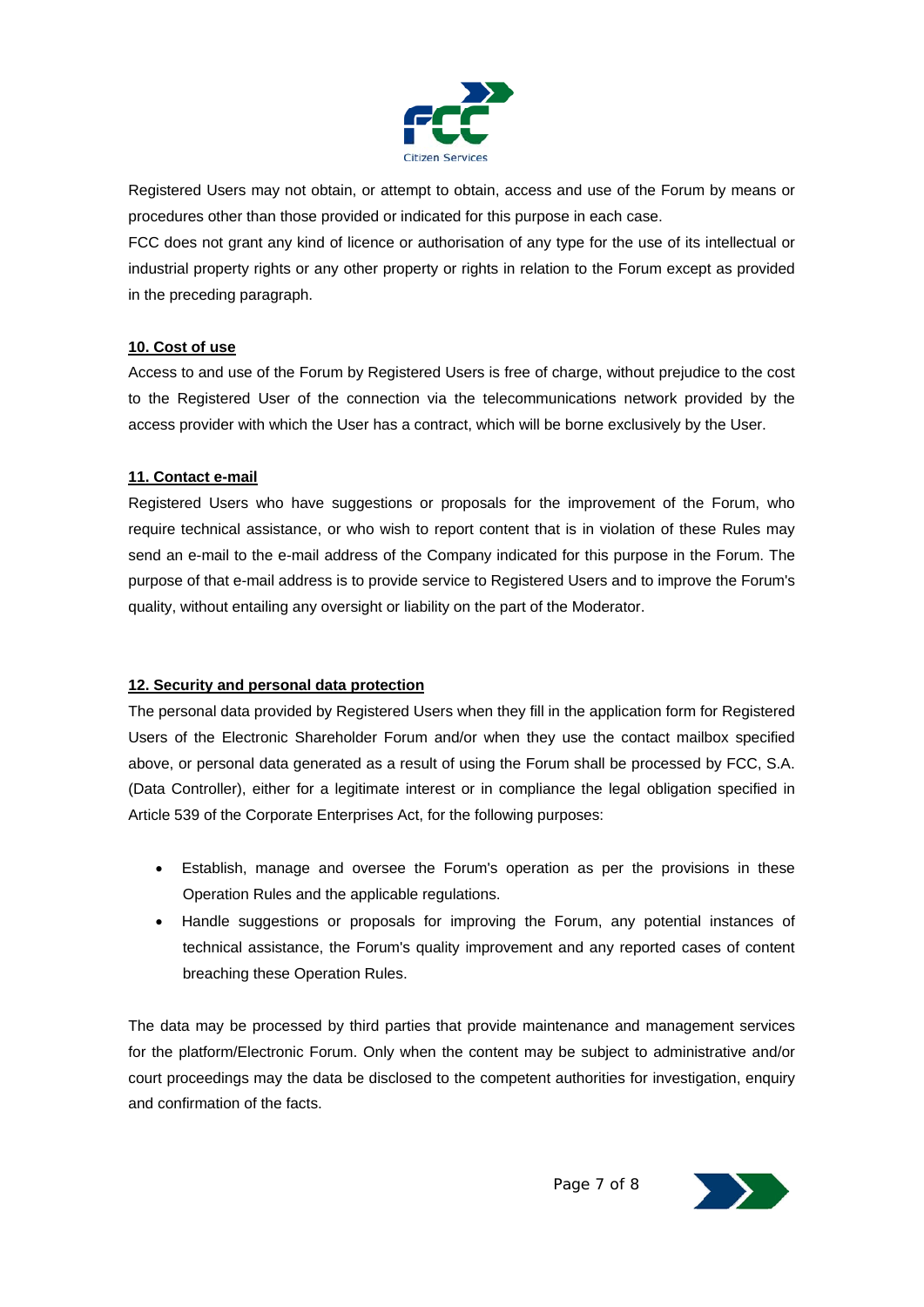Registered Users may not obtain, or attempt to obtain, access and use of the Forum by means or procedures other than those provided or indicated for this purpose in each case.

FCC does not grant any kind of licence or authorisation of any type for the use of its intellectual or industrial property rights or any other property or rights in relation to the Forum except as provided in the preceding paragraph.

## 10. Cost of use

Access to and use of the Forum by Registered Users is free of charge, without prejudice to the cost to the Registered User of the connection via the telecommunications network provided by the access provider with which the User has a contract, which will be borne exclusively by the User.

## 11. Contact e-mail

Registered Users who have suggestions or proposals for the improvement of the Forum, who require technical assistance, or who wish to report content that is in violation of these Rules may send an e-mail to the e-mail address of the Company indicated for this purpose in the Forum. The purpose of that e-mail address is to provide service to Registered Users and to improve the Forum's quality, without entailing any oversight or liability on the part of the Moderator.

## 12. Security and personal data protection

The personal data provided by Registered Users when they fill in the application form for Registered Users of the Electronic Shareholder Forum and/or when they use the contact mailbox specified above, or personal data generated as a result of using the Forum shall be processed by FCC, S.A. (Data Controller), either for a legitimate interest or in compliance the legal obligation specified in Article 539 of the Corporate Enterprises Act, for the following purposes:

- Establish, manage and oversee the Forum's operation as per the provisions in these Operation Rules and the applicable regulations.
- Handle suggestions or proposals for improving the Forum, any potential instances of technical assistance, the Forum's quality improvement and any reported cases of content breaching these Operation Rules.

The data may be processed by third parties that provide maintenance and management services for the platform/Electronic Forum. Only when the content may be subject to administrative and/or court proceedings may the data be disclosed to the competent authorities for investigation, enquiry and confirmation of the facts.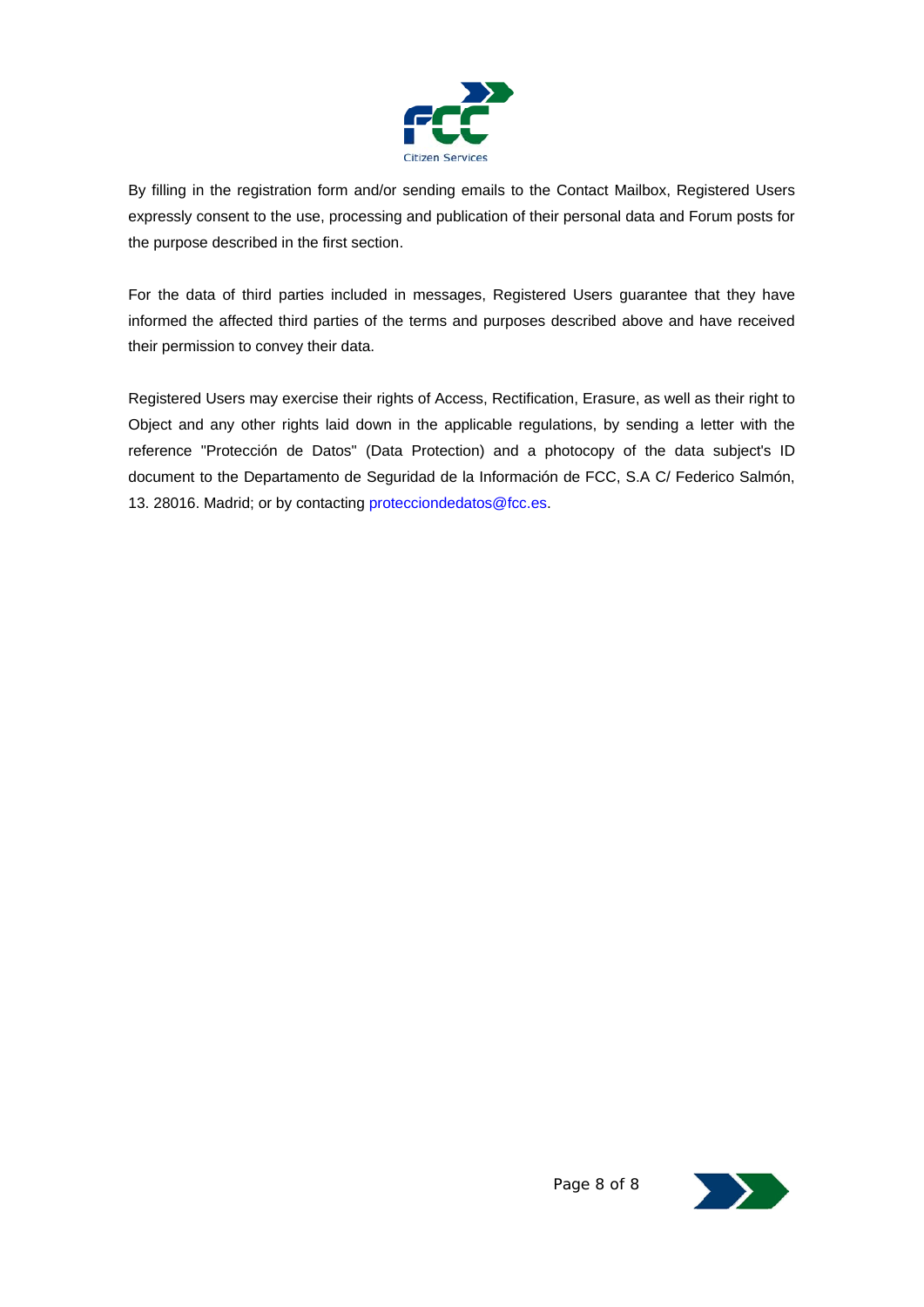By filling in the registration form and/or sending emails to the Contact Mailbox, Registered Users expressly consent to the use, processing and publication of their personal data and Forum posts for the purpose described in the first section.

For the data of third parties included in messages, Registered Users guarantee that they have informed the affected third parties of the terms and purposes described above and have received their permission to convey their data.

Registered Users may exercise their rights of Access, Rectification, Erasure, as well as their right to Object and any other rights laid down in the applicable regulations, by sending a letter with the reference "Protección de Datos" (Data Protection) and a photocopy of the data subject's ID document to the Departamento de Seguridad de la Información de FCC, S.A C/ Federico Salmón, 13. 28016. Madrid; or by contacting protecciondedatos@fcc.es.